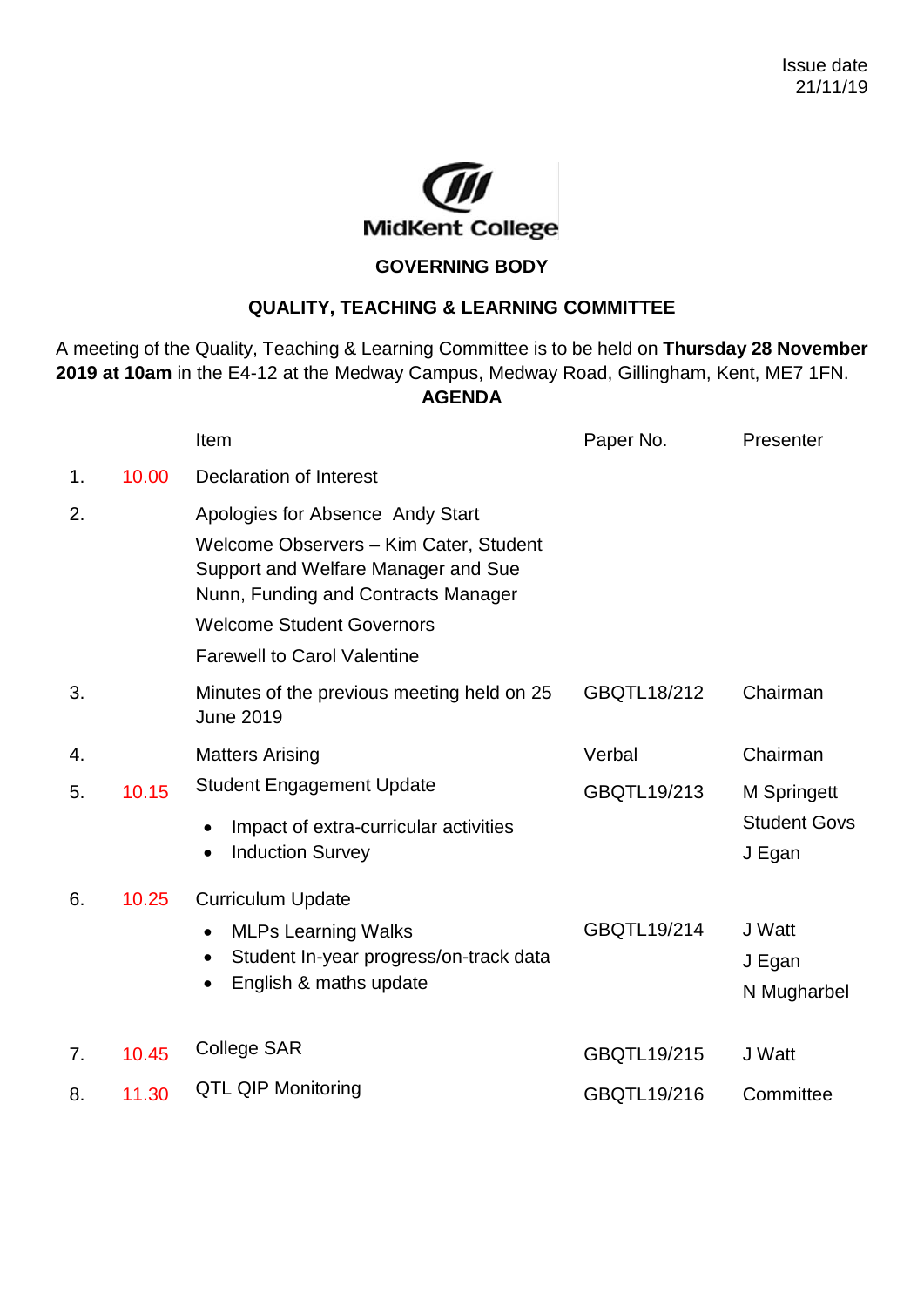Issue date
21/11/19

MidKent College

## GOVERNING BODY

## QUALITY, TEACHING & LEARNING COMMITTEE

A meeting of the Quality, Teaching & Learning Committee is to be held on **Thursday 28 November 2019 at 10am** in the E4-12 at the Medway Campus, Medway Road, Gillingham, Kent, ME7 1FN.

**AGENDA**

| | | Item | Paper No. | Presenter |
|---|---|---|---|---|
| 1. | 10.00 | Declaration of Interest | | |
| 2. | | Apologies for Absence Andy Start<br>Welcome Observers – Kim Cater, Student Support and Welfare Manager and Sue Nunn, Funding and Contracts Manager<br>Welcome Student Governors<br>Farewell to Carol Valentine | | |
| 3. | | Minutes of the previous meeting held on 25 June 2019 | GBQTL18/212 | Chairman |
| 4. | | Matters Arising | Verbal | Chairman |
| 5. | 10.15 | Student Engagement Update<br>• Impact of extra-curricular activities<br>• Induction Survey | GBQTL19/213 | M Springett<br>Student Govs<br>J Egan |
| 6. | 10.25 | Curriculum Update<br>• MLPs Learning Walks<br>• Student In-year progress/on-track data<br>• English & maths update | GBQTL19/214 | J Watt<br>J Egan<br>N Mugharbel |
| 7. | 10.45 | College SAR | GBQTL19/215 | J Watt |
| 8. | 11.30 | QTL QIP Monitoring | GBQTL19/216 | Committee |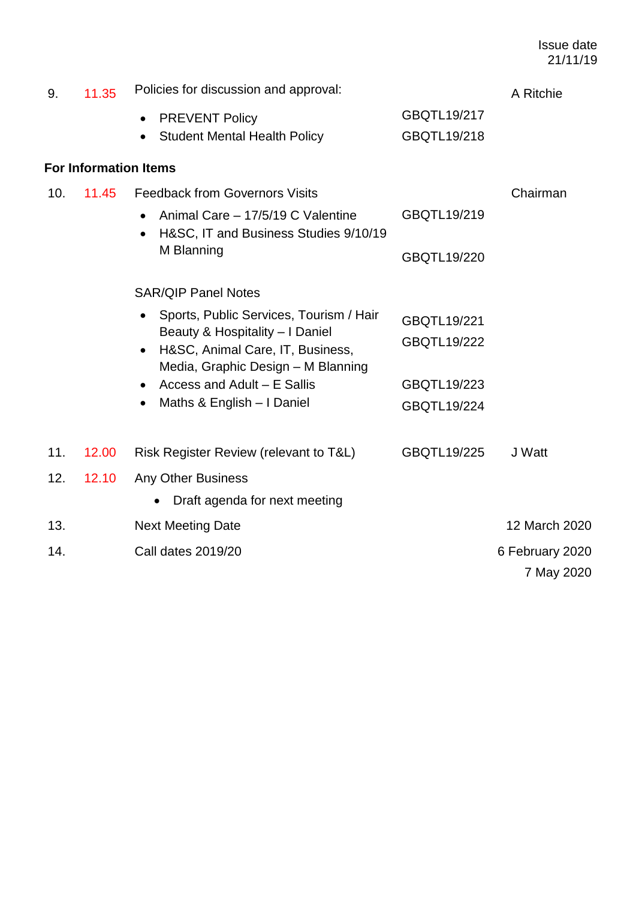Issue date
21/11/19

| | | | | |
|---|---|---|---|---|
| 9. | 11.35 | Policies for discussion and approval: | | A Ritchie |
| | | • PREVENT Policy | GBQTL19/217 | |
| | | • Student Mental Health Policy | GBQTL19/218 | |

**For Information Items**

| | | | | |
|---|---|---|---|---|
| 10. | 11.45 | Feedback from Governors Visits | | Chairman |
| | | • Animal Care – 17/5/19 C Valentine | GBQTL19/219 | |
| | | • H&SC, IT and Business Studies 9/10/19 M Blanning | GBQTL19/220 | |
| | | SAR/QIP Panel Notes | | |
| | | • Sports, Public Services, Tourism / Hair Beauty & Hospitality – I Daniel | GBQTL19/221 | |
| | | • H&SC, Animal Care, IT, Business, Media, Graphic Design – M Blanning | GBQTL19/222 | |
| | | • Access and Adult – E Sallis | GBQTL19/223 | |
| | | • Maths & English – I Daniel | GBQTL19/224 | |
| 11. | 12.00 | Risk Register Review (relevant to T&L) | GBQTL19/225 | J Watt |
| 12. | 12.10 | Any Other Business | | |
| | | • Draft agenda for next meeting | | |
| 13. | | Next Meeting Date | | 12 March 2020 |
| 14. | | Call dates 2019/20 | | 6 February 2020<br>7 May 2020 |